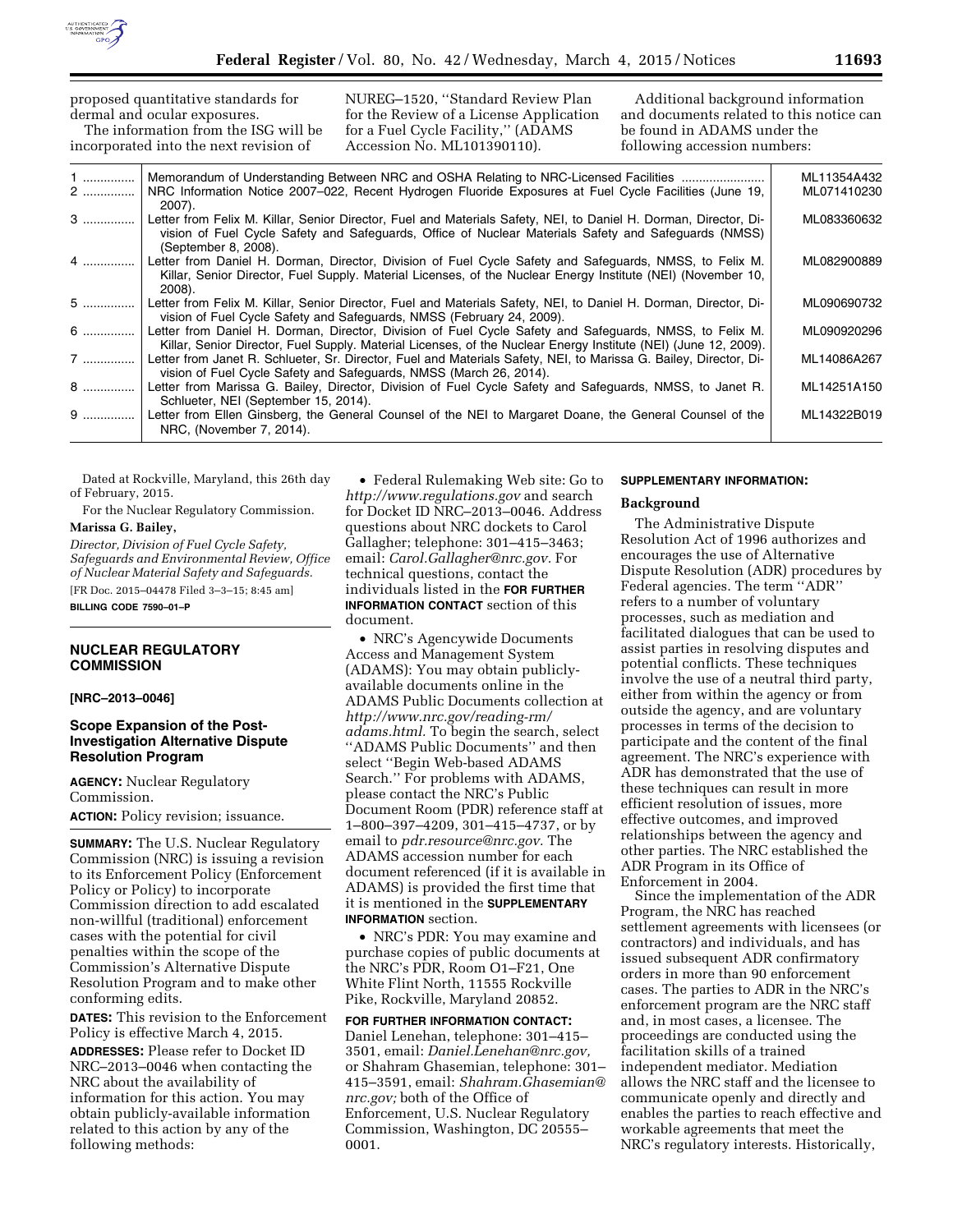proposed quantitative standards for dermal and ocular exposures.

The information from the ISG will be incorporated into the next revision of NUREG–1520, ''Standard Review Plan for the Review of a License Application for a Fuel Cycle Facility,'' (ADAMS Accession No. ML101390110).

Additional background information and documents related to this notice can be found in ADAMS under the following accession numbers:

| | | |
|---|---|---|
| 1 | Memorandum of Understanding Between NRC and OSHA Relating to NRC-Licensed Facilities | ML11354A432 |
| 2 | NRC Information Notice 2007–022, Recent Hydrogen Fluoride Exposures at Fuel Cycle Facilities (June 19, 2007). | ML071410230 |
| 3 | Letter from Felix M. Killar, Senior Director, Fuel and Materials Safety, NEI, to Daniel H. Dorman, Director, Division of Fuel Cycle Safety and Safeguards, Office of Nuclear Materials Safety and Safeguards (NMSS) (September 8, 2008). | ML083360632 |
| 4 | Letter from Daniel H. Dorman, Director, Division of Fuel Cycle Safety and Safeguards, NMSS, to Felix M. Killar, Senior Director, Fuel Supply. Material Licenses, of the Nuclear Energy Institute (NEI) (November 10, 2008). | ML082900889 |
| 5 | Letter from Felix M. Killar, Senior Director, Fuel and Materials Safety, NEI, to Daniel H. Dorman, Director, Division of Fuel Cycle Safety and Safeguards, NMSS (February 24, 2009). | ML090690732 |
| 6 | Letter from Daniel H. Dorman, Director, Division of Fuel Cycle Safety and Safeguards, NMSS, to Felix M. Killar, Senior Director, Fuel Supply. Material Licenses, of the Nuclear Energy Institute (NEI) (June 12, 2009). | ML090920296 |
| 7 | Letter from Janet R. Schlueter, Sr. Director, Fuel and Materials Safety, NEI, to Marissa G. Bailey, Director, Division of Fuel Cycle Safety and Safeguards, NMSS (March 26, 2014). | ML14086A267 |
| 8 | Letter from Marissa G. Bailey, Director, Division of Fuel Cycle Safety and Safeguards, NMSS, to Janet R. Schlueter, NEI (September 15, 2014). | ML14251A150 |
| 9 | Letter from Ellen Ginsberg, the General Counsel of the NEI to Margaret Doane, the General Counsel of the NRC, (November 7, 2014). | ML14322B019 |

Dated at Rockville, Maryland, this 26th day of February, 2015.

For the Nuclear Regulatory Commission.

**Marissa G. Bailey,**

*Director, Division of Fuel Cycle Safety, Safeguards and Environmental Review, Office of Nuclear Material Safety and Safeguards.*

[FR Doc. 2015–04478 Filed 3–3–15; 8:45 am]

**BILLING CODE 7590–01–P**

## NUCLEAR REGULATORY COMMISSION

**[NRC–2013–0046]**

## Scope Expansion of the Post-Investigation Alternative Dispute Resolution Program

**AGENCY:** Nuclear Regulatory Commission.

**ACTION:** Policy revision; issuance.

**SUMMARY:** The U.S. Nuclear Regulatory Commission (NRC) is issuing a revision to its Enforcement Policy (Enforcement Policy or Policy) to incorporate Commission direction to add escalated non-willful (traditional) enforcement cases with the potential for civil penalties within the scope of the Commission's Alternative Dispute Resolution Program and to make other conforming edits.

**DATES:** This revision to the Enforcement Policy is effective March 4, 2015.

**ADDRESSES:** Please refer to Docket ID NRC–2013–0046 when contacting the NRC about the availability of information for this action. You may obtain publicly-available information related to this action by any of the following methods:

- Federal Rulemaking Web site: Go to *http://www.regulations.gov* and search for Docket ID NRC–2013–0046. Address questions about NRC dockets to Carol Gallagher; telephone: 301–415–3463; email: *Carol.Gallagher@nrc.gov.* For technical questions, contact the individuals listed in the **FOR FURTHER INFORMATION CONTACT** section of this document.
- NRC's Agencywide Documents Access and Management System (ADAMS): You may obtain publicly-available documents online in the ADAMS Public Documents collection at *http://www.nrc.gov/reading-rm/adams.html.* To begin the search, select ''ADAMS Public Documents'' and then select ''Begin Web-based ADAMS Search.'' For problems with ADAMS, please contact the NRC's Public Document Room (PDR) reference staff at 1–800–397–4209, 301–415–4737, or by email to *pdr.resource@nrc.gov.* The ADAMS accession number for each document referenced (if it is available in ADAMS) is provided the first time that it is mentioned in the **SUPPLEMENTARY INFORMATION** section.
- NRC's PDR: You may examine and purchase copies of public documents at the NRC's PDR, Room O1–F21, One White Flint North, 11555 Rockville Pike, Rockville, Maryland 20852.

**FOR FURTHER INFORMATION CONTACT:** Daniel Lenehan, telephone: 301–415–3501, email: *Daniel.Lenehan@nrc.gov,* or Shahram Ghasemian, telephone: 301–415–3591, email: *Shahram.Ghasemian@nrc.gov;* both of the Office of Enforcement, U.S. Nuclear Regulatory Commission, Washington, DC 20555–0001.

**SUPPLEMENTARY INFORMATION:**

### Background

The Administrative Dispute Resolution Act of 1996 authorizes and encourages the use of Alternative Dispute Resolution (ADR) procedures by Federal agencies. The term ''ADR'' refers to a number of voluntary processes, such as mediation and facilitated dialogues that can be used to assist parties in resolving disputes and potential conflicts. These techniques involve the use of a neutral third party, either from within the agency or from outside the agency, and are voluntary processes in terms of the decision to participate and the content of the final agreement. The NRC's experience with ADR has demonstrated that the use of these techniques can result in more efficient resolution of issues, more effective outcomes, and improved relationships between the agency and other parties. The NRC established the ADR Program in its Office of Enforcement in 2004.

Since the implementation of the ADR Program, the NRC has reached settlement agreements with licensees (or contractors) and individuals, and has issued subsequent ADR confirmatory orders in more than 90 enforcement cases. The parties to ADR in the NRC's enforcement program are the NRC staff and, in most cases, a licensee. The proceedings are conducted using the facilitation skills of a trained independent mediator. Mediation allows the NRC staff and the licensee to communicate openly and directly and enables the parties to reach effective and workable agreements that meet the NRC's regulatory interests. Historically,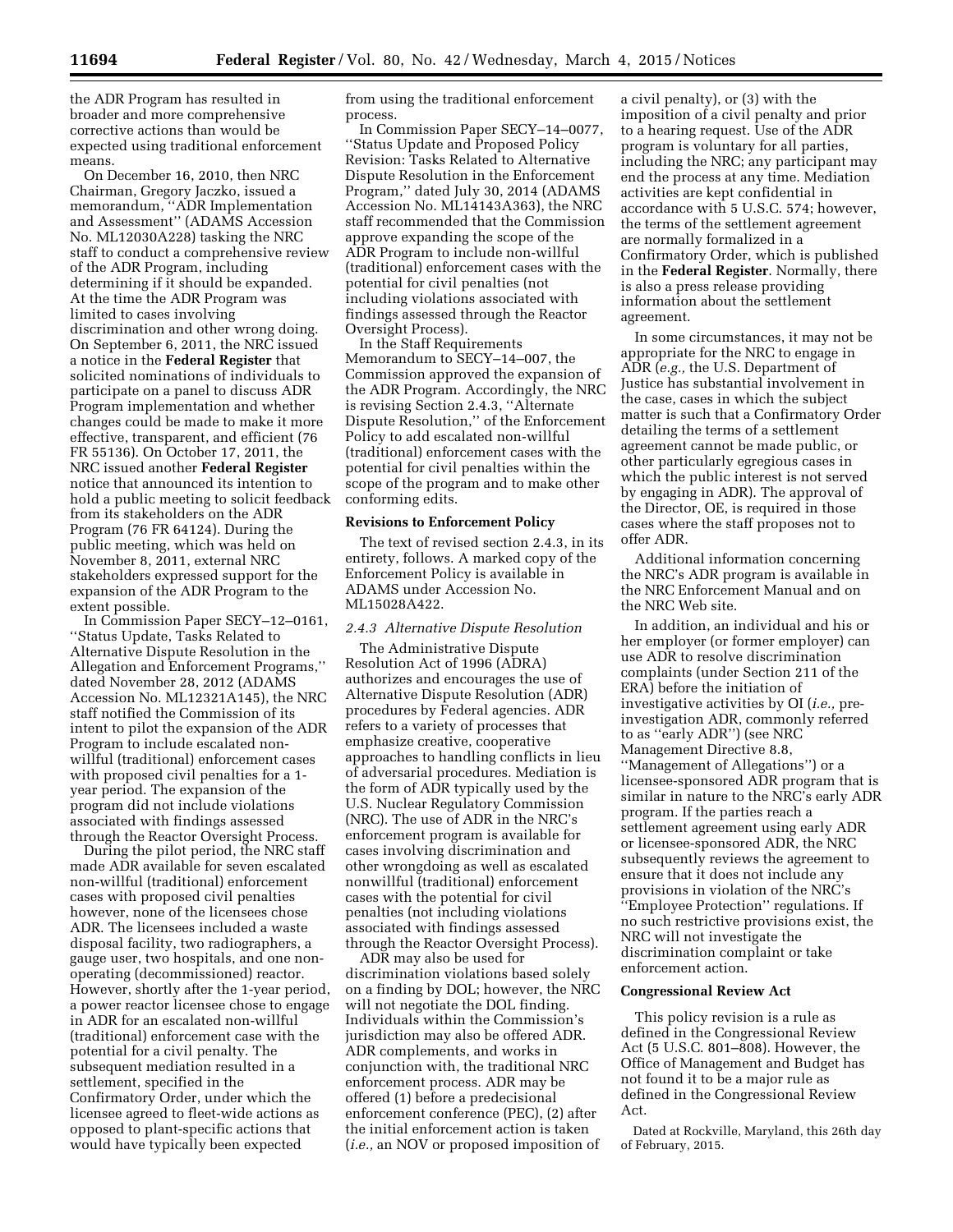the ADR Program has resulted in broader and more comprehensive corrective actions than would be expected using traditional enforcement means.

On December 16, 2010, then NRC Chairman, Gregory Jaczko, issued a memorandum, ''ADR Implementation and Assessment'' (ADAMS Accession No. ML12030A228) tasking the NRC staff to conduct a comprehensive review of the ADR Program, including determining if it should be expanded. At the time the ADR Program was limited to cases involving discrimination and other wrong doing. On September 6, 2011, the NRC issued a notice in the **Federal Register** that solicited nominations of individuals to participate on a panel to discuss ADR Program implementation and whether changes could be made to make it more effective, transparent, and efficient (76 FR 55136). On October 17, 2011, the NRC issued another **Federal Register** notice that announced its intention to hold a public meeting to solicit feedback from its stakeholders on the ADR Program (76 FR 64124). During the public meeting, which was held on November 8, 2011, external NRC stakeholders expressed support for the expansion of the ADR Program to the extent possible.

In Commission Paper SECY–12–0161, ''Status Update, Tasks Related to Alternative Dispute Resolution in the Allegation and Enforcement Programs,'' dated November 28, 2012 (ADAMS Accession No. ML12321A145), the NRC staff notified the Commission of its intent to pilot the expansion of the ADR Program to include escalated non-willful (traditional) enforcement cases with proposed civil penalties for a 1-year period. The expansion of the program did not include violations associated with findings assessed through the Reactor Oversight Process.

During the pilot period, the NRC staff made ADR available for seven escalated non-willful (traditional) enforcement cases with proposed civil penalties however, none of the licensees chose ADR. The licensees included a waste disposal facility, two radiographers, a gauge user, two hospitals, and one non-operating (decommissioned) reactor. However, shortly after the 1-year period, a power reactor licensee chose to engage in ADR for an escalated non-willful (traditional) enforcement case with the potential for a civil penalty. The subsequent mediation resulted in a settlement, specified in the Confirmatory Order, under which the licensee agreed to fleet-wide actions as opposed to plant-specific actions that would have typically been expected from using the traditional enforcement process.

In Commission Paper SECY–14–0077, ''Status Update and Proposed Policy Revision: Tasks Related to Alternative Dispute Resolution in the Enforcement Program,'' dated July 30, 2014 (ADAMS Accession No. ML14143A363), the NRC staff recommended that the Commission approve expanding the scope of the ADR Program to include non-willful (traditional) enforcement cases with the potential for civil penalties (not including violations associated with findings assessed through the Reactor Oversight Process).

In the Staff Requirements Memorandum to SECY–14–007, the Commission approved the expansion of the ADR Program. Accordingly, the NRC is revising Section 2.4.3, ''Alternate Dispute Resolution,'' of the Enforcement Policy to add escalated non-willful (traditional) enforcement cases with the potential for civil penalties within the scope of the program and to make other conforming edits.

## Revisions to Enforcement Policy

The text of revised section 2.4.3, in its entirety, follows. A marked copy of the Enforcement Policy is available in ADAMS under Accession No. ML15028A422.

### *2.4.3 Alternative Dispute Resolution*

The Administrative Dispute Resolution Act of 1996 (ADRA) authorizes and encourages the use of Alternative Dispute Resolution (ADR) procedures by Federal agencies. ADR refers to a variety of processes that emphasize creative, cooperative approaches to handling conflicts in lieu of adversarial procedures. Mediation is the form of ADR typically used by the U.S. Nuclear Regulatory Commission (NRC). The use of ADR in the NRC's enforcement program is available for cases involving discrimination and other wrongdoing as well as escalated nonwillful (traditional) enforcement cases with the potential for civil penalties (not including violations associated with findings assessed through the Reactor Oversight Process).

ADR may also be used for discrimination violations based solely on a finding by DOL; however, the NRC will not negotiate the DOL finding. Individuals within the Commission's jurisdiction may also be offered ADR. ADR complements, and works in conjunction with, the traditional NRC enforcement process. ADR may be offered (1) before a predecisional enforcement conference (PEC), (2) after the initial enforcement action is taken (*i.e.,* an NOV or proposed imposition of a civil penalty), or (3) with the imposition of a civil penalty and prior to a hearing request. Use of the ADR program is voluntary for all parties, including the NRC; any participant may end the process at any time. Mediation activities are kept confidential in accordance with 5 U.S.C. 574; however, the terms of the settlement agreement are normally formalized in a Confirmatory Order, which is published in the **Federal Register**. Normally, there is also a press release providing information about the settlement agreement.

In some circumstances, it may not be appropriate for the NRC to engage in ADR (*e.g.,* the U.S. Department of Justice has substantial involvement in the case, cases in which the subject matter is such that a Confirmatory Order detailing the terms of a settlement agreement cannot be made public, or other particularly egregious cases in which the public interest is not served by engaging in ADR). The approval of the Director, OE, is required in those cases where the staff proposes not to offer ADR.

Additional information concerning the NRC's ADR program is available in the NRC Enforcement Manual and on the NRC Web site.

In addition, an individual and his or her employer (or former employer) can use ADR to resolve discrimination complaints (under Section 211 of the ERA) before the initiation of investigative activities by OI (*i.e.,* pre-investigation ADR, commonly referred to as ''early ADR'') (see NRC Management Directive 8.8, ''Management of Allegations'') or a licensee-sponsored ADR program that is similar in nature to the NRC's early ADR program. If the parties reach a settlement agreement using early ADR or licensee-sponsored ADR, the NRC subsequently reviews the agreement to ensure that it does not include any provisions in violation of the NRC's ''Employee Protection'' regulations. If no such restrictive provisions exist, the NRC will not investigate the discrimination complaint or take enforcement action.

## Congressional Review Act

This policy revision is a rule as defined in the Congressional Review Act (5 U.S.C. 801–808). However, the Office of Management and Budget has not found it to be a major rule as defined in the Congressional Review Act.

Dated at Rockville, Maryland, this 26th day of February, 2015.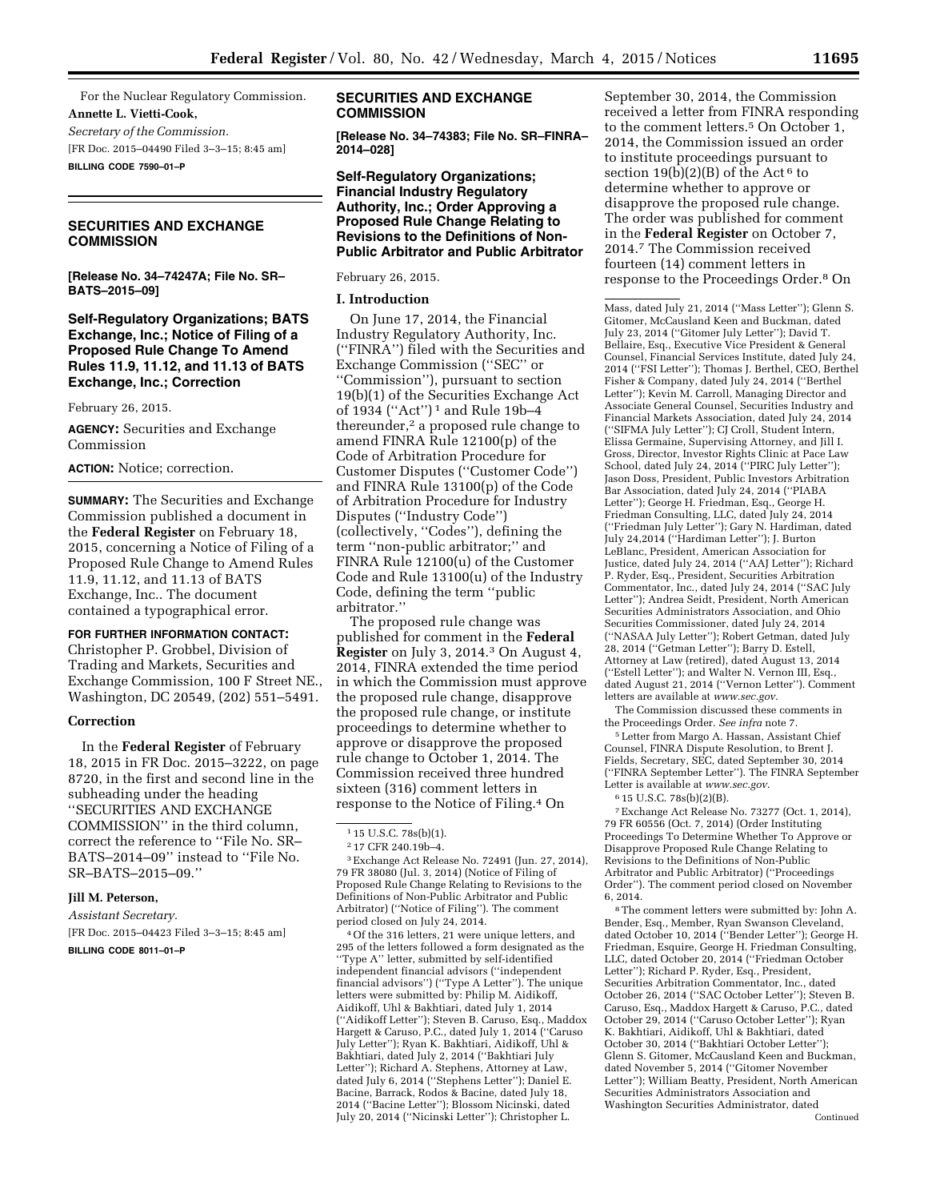For the Nuclear Regulatory Commission.

**Annette L. Vietti-Cook,**

*Secretary of the Commission.*

[FR Doc. 2015–04490 Filed 3–3–15; 8:45 am]

**BILLING CODE 7590–01–P**

## SECURITIES AND EXCHANGE COMMISSION

**[Release No. 34–74247A; File No. SR–BATS–2015–09]**

## Self-Regulatory Organizations; BATS Exchange, Inc.; Notice of Filing of a Proposed Rule Change To Amend Rules 11.9, 11.12, and 11.13 of BATS Exchange, Inc.; Correction

February 26, 2015.

**AGENCY:** Securities and Exchange Commission

**ACTION:** Notice; correction.

**SUMMARY:** The Securities and Exchange Commission published a document in the **Federal Register** on February 18, 2015, concerning a Notice of Filing of a Proposed Rule Change to Amend Rules 11.9, 11.12, and 11.13 of BATS Exchange, Inc.. The document contained a typographical error.

**FOR FURTHER INFORMATION CONTACT:** Christopher P. Grobbel, Division of Trading and Markets, Securities and Exchange Commission, 100 F Street NE., Washington, DC 20549, (202) 551–5491.

### Correction

In the **Federal Register** of February 18, 2015 in FR Doc. 2015–3222, on page 8720, in the first and second line in the subheading under the heading ''SECURITIES AND EXCHANGE COMMISSION'' in the third column, correct the reference to ''File No. SR–BATS–2014–09'' instead to ''File No. SR–BATS–2015–09.''

**Jill M. Peterson,**

*Assistant Secretary.*

[FR Doc. 2015–04423 Filed 3–3–15; 8:45 am]

**BILLING CODE 8011–01–P**

## SECURITIES AND EXCHANGE COMMISSION

**[Release No. 34–74383; File No. SR–FINRA–2014–028]**

## Self-Regulatory Organizations; Financial Industry Regulatory Authority, Inc.; Order Approving a Proposed Rule Change Relating to Revisions to the Definitions of Non-Public Arbitrator and Public Arbitrator

February 26, 2015.

### I. Introduction

On June 17, 2014, the Financial Industry Regulatory Authority, Inc. (''FINRA'') filed with the Securities and Exchange Commission (''SEC'' or ''Commission''), pursuant to section 19(b)(1) of the Securities Exchange Act of 1934 (''Act'')[1] and Rule 19b–4 thereunder,[2] a proposed rule change to amend FINRA Rule 12100(p) of the Code of Arbitration Procedure for Customer Disputes (''Customer Code'') and FINRA Rule 13100(p) of the Code of Arbitration Procedure for Industry Disputes (''Industry Code'') (collectively, ''Codes''), defining the term ''non-public arbitrator;'' and FINRA Rule 12100(u) of the Customer Code and Rule 13100(u) of the Industry Code, defining the term ''public arbitrator.''

The proposed rule change was published for comment in the **Federal Register** on July 3, 2014.[3] On August 4, 2014, FINRA extended the time period in which the Commission must approve the proposed rule change, disapprove the proposed rule change, or institute proceedings to determine whether to approve or disapprove the proposed rule change to October 1, 2014. The Commission received three hundred sixteen (316) comment letters in response to the Notice of Filing.[4] On September 30, 2014, the Commission received a letter from FINRA responding to the comment letters.[5] On October 1, 2014, the Commission issued an order to institute proceedings pursuant to section 19(b)(2)(B) of the Act[6] to determine whether to approve or disapprove the proposed rule change. The order was published for comment in the **Federal Register** on October 7, 2014.[7] The Commission received fourteen (14) comment letters in response to the Proceedings Order.[8] On

---

[1] 15 U.S.C. 78s(b)(1).

[2] 17 CFR 240.19b–4.

[3] Exchange Act Release No. 72491 (Jun. 27, 2014), 79 FR 38080 (Jul. 3, 2014) (Notice of Filing of Proposed Rule Change Relating to Revisions to the Definitions of Non-Public Arbitrator and Public Arbitrator) (''Notice of Filing''). The comment period closed on July 24, 2014.

[4] Of the 316 letters, 21 were unique letters, and 295 of the letters followed a form designated as the ''Type A'' letter, submitted by self-identified independent financial advisors (''independent financial advisors'') (''Type A Letter''). The unique letters were submitted by: Philip M. Aidikoff, Aidikoff, Uhl & Bakhtiari, dated July 1, 2014 (''Aidikoff Letter''); Steven B. Caruso, Esq., Maddox Hargett & Caruso, P.C., dated July 1, 2014 (''Caruso July Letter''); Ryan K. Bakhtiari, Aidikoff, Uhl & Bakhtiari, dated July 2, 2014 (''Bakhtiari July Letter''); Richard A. Stephens, Attorney at Law, dated July 6, 2014 (''Stephens Letter''); Daniel E. Bacine, Barrack, Rodos & Bacine, dated July 18, 2014 (''Bacine Letter''); Blossom Nicinski, dated July 20, 2014 (''Nicinski Letter''); Christopher L. Mass, dated July 21, 2014 (''Mass Letter''); Glenn S. Gitomer, McCausland Keen and Buckman, dated July 23, 2014 (''Gitomer July Letter''); David T. Bellaire, Esq., Executive Vice President & General Counsel, Financial Services Institute, dated July 24, 2014 (''FSI Letter''); Thomas J. Berthel, CEO, Berthel Fisher & Company, dated July 24, 2014 (''Berthel Letter''); Kevin M. Carroll, Managing Director and Associate General Counsel, Securities Industry and Financial Markets Association, dated July 24, 2014 (''SIFMA July Letter''); CJ Croll, Student Intern, Elissa Germaine, Supervising Attorney, and Jill I. Gross, Director, Investor Rights Clinic at Pace Law School, dated July 24, 2014 (''PIRC July Letter''); Jason Doss, President, Public Investors Arbitration Bar Association, dated July 24, 2014 (''PIABA Letter''); George H. Friedman, Esq., George H. Friedman Consulting, LLC, dated July 24, 2014 (''Friedman July Letter''); Gary N. Hardiman, dated July 24,2014 (''Hardiman Letter''); J. Burton LeBlanc, President, American Association for Justice, dated July 24, 2014 (''AAJ Letter''); Richard P. Ryder, Esq., President, Securities Arbitration Commentator, Inc., dated July 24, 2014 (''SAC July Letter''); Andrea Seidt, President, North American Securities Administrators Association, and Ohio Securities Commissioner, dated July 24, 2014 (''NASAA July Letter''); Robert Getman, dated July 28, 2014 (''Getman Letter''); Barry D. Estell, Attorney at Law (retired), dated August 13, 2014 (''Estell Letter''); and Walter N. Vernon III, Esq., dated August 21, 2014 (''Vernon Letter''). Comment letters are available at *www.sec.gov*.

The Commission discussed these comments in the Proceedings Order. *See infra* note 7.

[5] Letter from Margo A. Hassan, Assistant Chief Counsel, FINRA Dispute Resolution, to Brent J. Fields, Secretary, SEC, dated September 30, 2014 (''FINRA September Letter''). The FINRA September Letter is available at *www.sec.gov*.

[6] 15 U.S.C. 78s(b)(2)(B).

[7] Exchange Act Release No. 73277 (Oct. 1, 2014), 79 FR 60556 (Oct. 7, 2014) (Order Instituting Proceedings To Determine Whether To Approve or Disapprove Proposed Rule Change Relating to Revisions to the Definitions of Non-Public Arbitrator and Public Arbitrator) (''Proceedings Order''). The comment period closed on November 6, 2014.

[8] The comment letters were submitted by: John A. Bender, Esq., Member, Ryan Swanson Cleveland, dated October 10, 2014 (''Bender Letter''); George H. Friedman, Esquire, George H. Friedman Consulting, LLC, dated October 20, 2014 (''Friedman October Letter''); Richard P. Ryder, Esq., President, Securities Arbitration Commentator, Inc., dated October 26, 2014 (''SAC October Letter''); Steven B. Caruso, Esq., Maddox Hargett & Caruso, P.C., dated October 29, 2014 (''Caruso October Letter''); Ryan K. Bakhtiari, Aidikoff, Uhl & Bakhtiari, dated October 30, 2014 (''Bakhtiari October Letter''); Glenn S. Gitomer, McCausland Keen and Buckman, dated November 5, 2014 (''Gitomer November Letter''); William Beatty, President, North American Securities Administrators Association and Washington Securities Administrator, dated

Continued